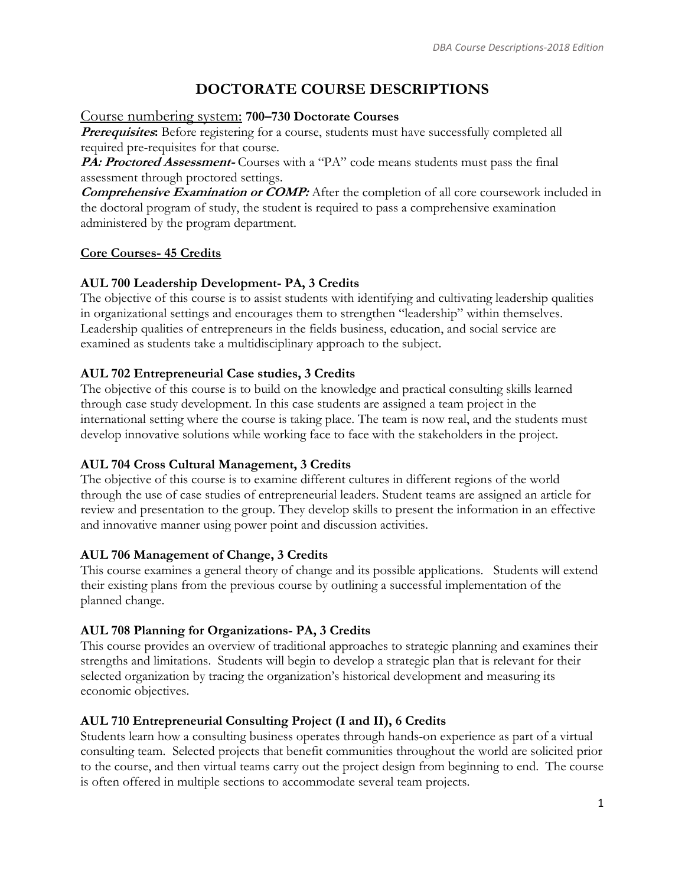# DOCTORATE COURSE DESCRIPTIONS

Course numbering system: **700–730 Doctorate Courses**

***Prerequisites*:** Before registering for a course, students must have successfully completed all required pre-requisites for that course.

***PA: Proctored Assessment-*** Courses with a "PA" code means students must pass the final assessment through proctored settings.

***Comprehensive Examination or COMP:*** After the completion of all core coursework included in the doctoral program of study, the student is required to pass a comprehensive examination administered by the program department.

**Core Courses- 45 Credits**

**AUL 700 Leadership Development- PA, 3 Credits**

The objective of this course is to assist students with identifying and cultivating leadership qualities in organizational settings and encourages them to strengthen "leadership" within themselves. Leadership qualities of entrepreneurs in the fields business, education, and social service are examined as students take a multidisciplinary approach to the subject.

**AUL 702 Entrepreneurial Case studies, 3 Credits**

The objective of this course is to build on the knowledge and practical consulting skills learned through case study development. In this case students are assigned a team project in the international setting where the course is taking place. The team is now real, and the students must develop innovative solutions while working face to face with the stakeholders in the project.

**AUL 704 Cross Cultural Management, 3 Credits**

The objective of this course is to examine different cultures in different regions of the world through the use of case studies of entrepreneurial leaders. Student teams are assigned an article for review and presentation to the group. They develop skills to present the information in an effective and innovative manner using power point and discussion activities.

**AUL 706 Management of Change, 3 Credits**

This course examines a general theory of change and its possible applications. Students will extend their existing plans from the previous course by outlining a successful implementation of the planned change.

**AUL 708 Planning for Organizations- PA, 3 Credits**

This course provides an overview of traditional approaches to strategic planning and examines their strengths and limitations. Students will begin to develop a strategic plan that is relevant for their selected organization by tracing the organization's historical development and measuring its economic objectives.

**AUL 710 Entrepreneurial Consulting Project (I and II), 6 Credits**

Students learn how a consulting business operates through hands-on experience as part of a virtual consulting team. Selected projects that benefit communities throughout the world are solicited prior to the course, and then virtual teams carry out the project design from beginning to end. The course is often offered in multiple sections to accommodate several team projects.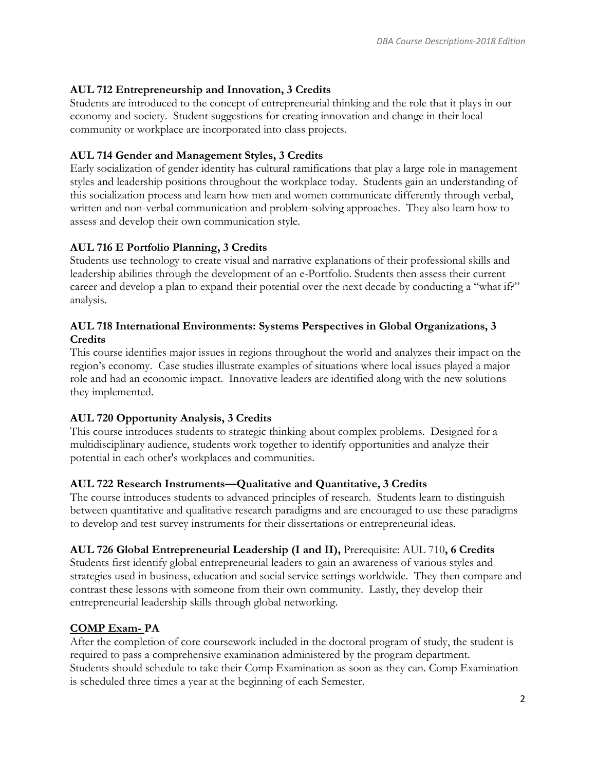**AUL 712 Entrepreneurship and Innovation, 3 Credits**
Students are introduced to the concept of entrepreneurial thinking and the role that it plays in our economy and society. Student suggestions for creating innovation and change in their local community or workplace are incorporated into class projects.

**AUL 714 Gender and Management Styles, 3 Credits**
Early socialization of gender identity has cultural ramifications that play a large role in management styles and leadership positions throughout the workplace today. Students gain an understanding of this socialization process and learn how men and women communicate differently through verbal, written and non-verbal communication and problem-solving approaches. They also learn how to assess and develop their own communication style.

**AUL 716 E Portfolio Planning, 3 Credits**
Students use technology to create visual and narrative explanations of their professional skills and leadership abilities through the development of an e-Portfolio. Students then assess their current career and develop a plan to expand their potential over the next decade by conducting a "what if?" analysis.

**AUL 718 International Environments: Systems Perspectives in Global Organizations, 3 Credits**
This course identifies major issues in regions throughout the world and analyzes their impact on the region's economy. Case studies illustrate examples of situations where local issues played a major role and had an economic impact. Innovative leaders are identified along with the new solutions they implemented.

**AUL 720 Opportunity Analysis, 3 Credits**
This course introduces students to strategic thinking about complex problems. Designed for a multidisciplinary audience, students work together to identify opportunities and analyze their potential in each other's workplaces and communities.

**AUL 722 Research Instruments—Qualitative and Quantitative, 3 Credits**
The course introduces students to advanced principles of research. Students learn to distinguish between quantitative and qualitative research paradigms and are encouraged to use these paradigms to develop and test survey instruments for their dissertations or entrepreneurial ideas.

**AUL 726 Global Entrepreneurial Leadership (I and II),** Prerequisite: AUL 710**, 6 Credits**
Students first identify global entrepreneurial leaders to gain an awareness of various styles and strategies used in business, education and social service settings worldwide. They then compare and contrast these lessons with someone from their own community. Lastly, they develop their entrepreneurial leadership skills through global networking.

**COMP Exam- PA**
After the completion of core coursework included in the doctoral program of study, the student is required to pass a comprehensive examination administered by the program department. Students should schedule to take their Comp Examination as soon as they can. Comp Examination is scheduled three times a year at the beginning of each Semester.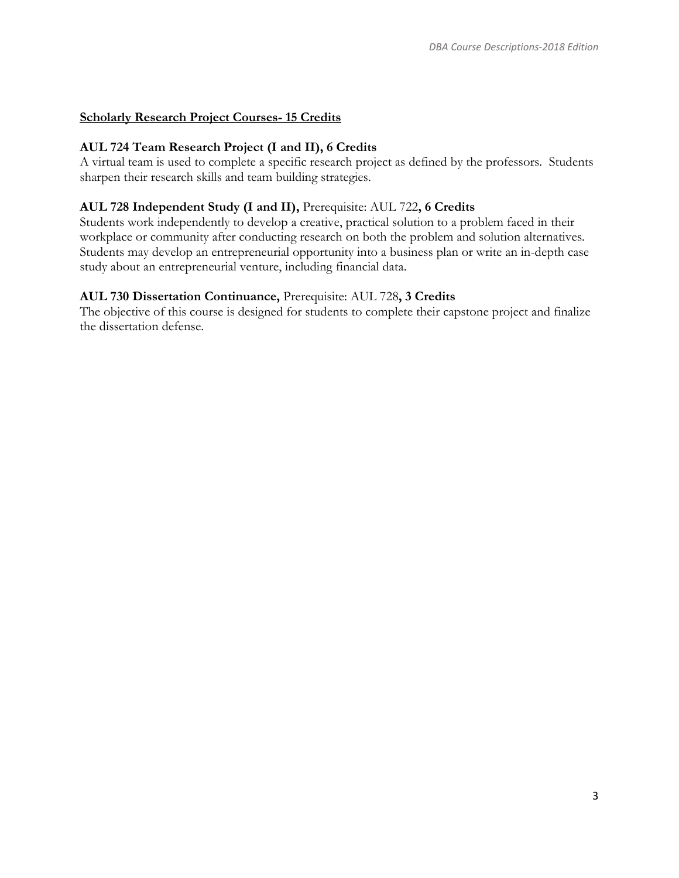**Scholarly Research Project Courses- 15 Credits**

**AUL 724 Team Research Project (I and II), 6 Credits**
A virtual team is used to complete a specific research project as defined by the professors. Students sharpen their research skills and team building strategies.

**AUL 728 Independent Study (I and II),** Prerequisite: AUL 722**, 6 Credits**
Students work independently to develop a creative, practical solution to a problem faced in their workplace or community after conducting research on both the problem and solution alternatives. Students may develop an entrepreneurial opportunity into a business plan or write an in-depth case study about an entrepreneurial venture, including financial data.

**AUL 730 Dissertation Continuance,** Prerequisite: AUL 728**, 3 Credits**
The objective of this course is designed for students to complete their capstone project and finalize the dissertation defense.